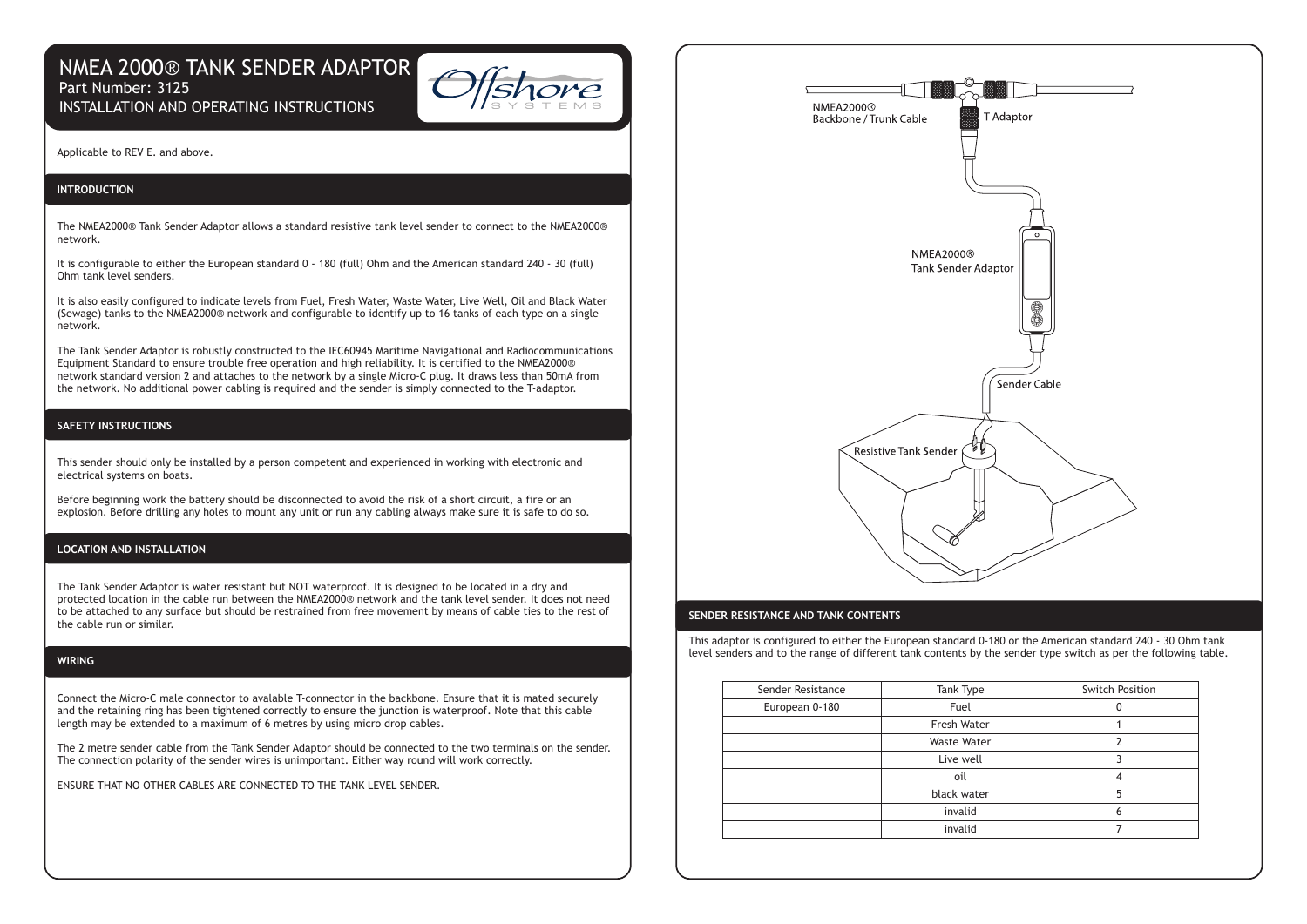# NMEA 2000® TANK SENDER ADAPTOR

Part Number: 3125

INSTALLATION AND OPERATING INSTRUCTIONS

Applicable to REV E. and above.

## INTRODUCTION

The NMEA2000® Tank Sender Adaptor allows a standard resistive tank level sender to connect to the NMEA2000® network.

It is configurable to either the European standard 0 - 180 (full) Ohm and the American standard 240 - 30 (full) Ohm tank level senders.

It is also easily configured to indicate levels from Fuel, Fresh Water, Waste Water, Live Well, Oil and Black Water (Sewage) tanks to the NMEA2000® network and configurable to identify up to 16 tanks of each type on a single network.

The Tank Sender Adaptor is robustly constructed to the IEC60945 Maritime Navigational and Radiocommunications Equipment Standard to ensure trouble free operation and high reliability. It is certified to the NMEA2000® network standard version 2 and attaches to the network by a single Micro-C plug. It draws less than 50mA from the network. No additional power cabling is required and the sender is simply connected to the T-adaptor.

## SAFETY INSTRUCTIONS

This sender should only be installed by a person competent and experienced in working with electronic and electrical systems on boats.

Before beginning work the battery should be disconnected to avoid the risk of a short circuit, a fire or an explosion. Before drilling any holes to mount any unit or run any cabling always make sure it is safe to do so.

## LOCATION AND INSTALLATION

The Tank Sender Adaptor is water resistant but NOT waterproof. It is designed to be located in a dry and protected location in the cable run between the NMEA2000® network and the tank level sender. It does not need to be attached to any surface but should be restrained from free movement by means of cable ties to the rest of the cable run or similar.

## WIRING

Connect the Micro-C male connector to avalable T-connector in the backbone. Ensure that it is mated securely and the retaining ring has been tightened correctly to ensure the junction is waterproof. Note that this cable length may be extended to a maximum of 6 metres by using micro drop cables.

The 2 metre sender cable from the Tank Sender Adaptor should be connected to the two terminals on the sender. The connection polarity of the sender wires is unimportant. Either way round will work correctly.

ENSURE THAT NO OTHER CABLES ARE CONNECTED TO THE TANK LEVEL SENDER.

NMEA2000® Backbone / Trunk Cable

T Adaptor

NMEA2000® Tank Sender Adaptor

Sender Cable

Resistive Tank Sender

## SENDER RESISTANCE AND TANK CONTENTS

This adaptor is configured to either the European standard 0-180 or the American standard 240 - 30 Ohm tank level senders and to the range of different tank contents by the sender type switch as per the following table.

| Sender Resistance | Tank Type | Switch Position |
|---|---|---|
| European 0-180 | Fuel | 0 |
| | Fresh Water | 1 |
| | Waste Water | 2 |
| | Live well | 3 |
| | oil | 4 |
| | black water | 5 |
| | invalid | 6 |
| | invalid | 7 |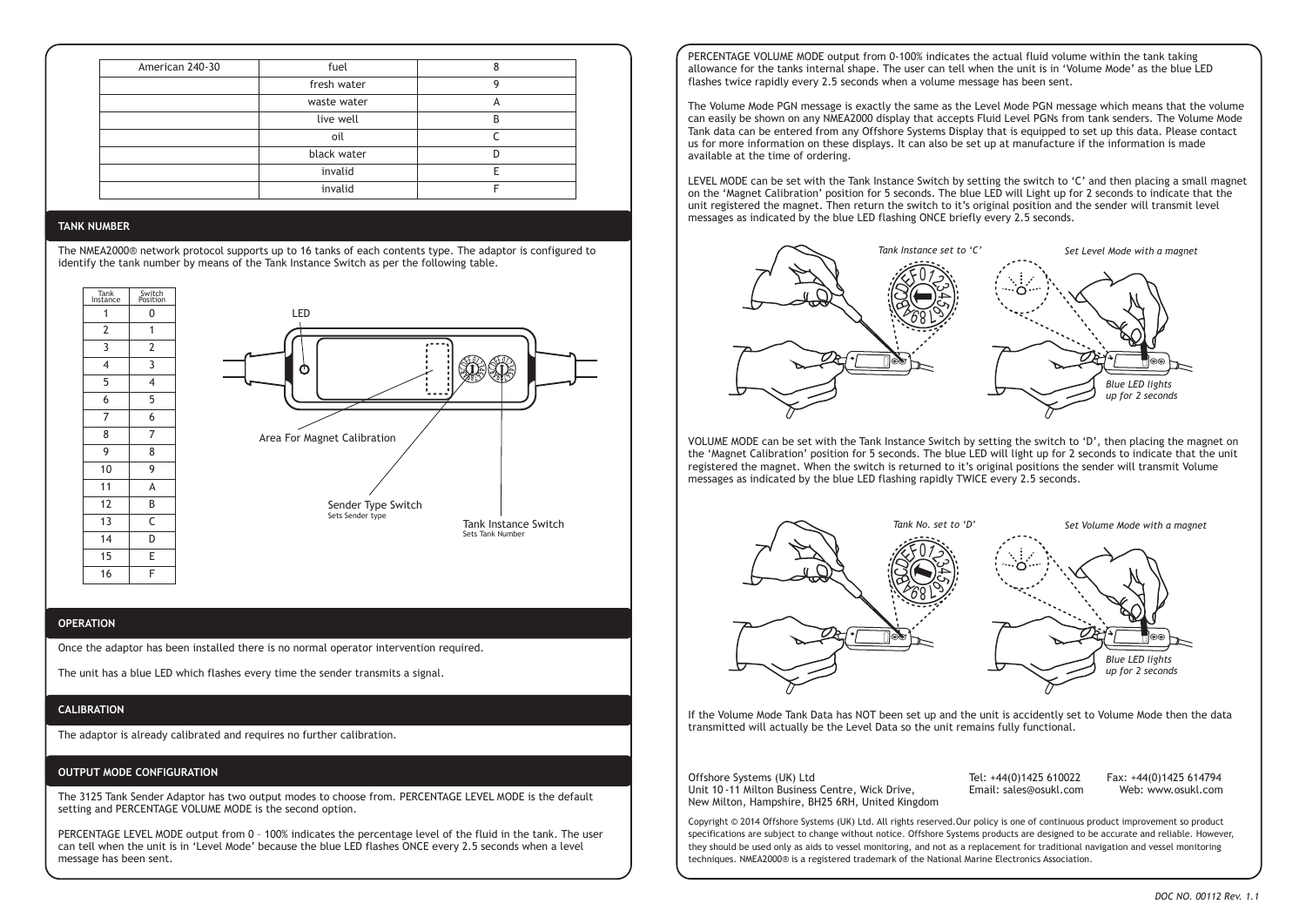| | | |
|---|---|---|
| American 240-30 | fuel | 8 |
| | fresh water | 9 |
| | waste water | A |
| | live well | B |
| | oil | C |
| | black water | D |
| | invalid | E |
| | invalid | F |

## TANK NUMBER

The NMEA2000® network protocol supports up to 16 tanks of each contents type. The adaptor is configured to identify the tank number by means of the Tank Instance Switch as per the following table.

| Tank Instance | Switch Position |
|---|---|
| 1 | 0 |
| 2 | 1 |
| 3 | 2 |
| 4 | 3 |
| 5 | 4 |
| 6 | 5 |
| 7 | 6 |
| 8 | 7 |
| 9 | 8 |
| 10 | 9 |
| 11 | A |
| 12 | B |
| 13 | C |
| 14 | D |
| 15 | E |
| 16 | F |

LED

Area For Magnet Calibration

Sender Type Switch
Sets Sender type

Tank Instance Switch
Sets Tank Number

## OPERATION

Once the adaptor has been installed there is no normal operator intervention required.

The unit has a blue LED which flashes every time the sender transmits a signal.

## CALIBRATION

The adaptor is already calibrated and requires no further calibration.

## OUTPUT MODE CONFIGURATION

The 3125 Tank Sender Adaptor has two output modes to choose from. PERCENTAGE LEVEL MODE is the default setting and PERCENTAGE VOLUME MODE is the second option.

PERCENTAGE LEVEL MODE output from 0 – 100% indicates the percentage level of the fluid in the tank. The user can tell when the unit is in 'Level Mode' because the blue LED flashes ONCE every 2.5 seconds when a level message has been sent.

PERCENTAGE VOLUME MODE output from 0-100% indicates the actual fluid volume within the tank taking allowance for the tanks internal shape. The user can tell when the unit is in 'Volume Mode' as the blue LED flashes twice rapidly every 2.5 seconds when a volume message has been sent.

The Volume Mode PGN message is exactly the same as the Level Mode PGN message which means that the volume can easily be shown on any NMEA2000 display that accepts Fluid Level PGNs from tank senders. The Volume Mode Tank data can be entered from any Offshore Systems Display that is equipped to set up this data. Please contact us for more information on these displays. It can also be set up at manufacture if the information is made available at the time of ordering.

LEVEL MODE can be set with the Tank Instance Switch by setting the switch to 'C' and then placing a small magnet on the 'Magnet Calibration' position for 5 seconds. The blue LED will Light up for 2 seconds to indicate that the unit registered the magnet. Then return the switch to it's original position and the sender will transmit level messages as indicated by the blue LED flashing ONCE briefly every 2.5 seconds.

*Tank Instance set to 'C'*

*Set Level Mode with a magnet*

*Blue LED lights up for 2 seconds*

VOLUME MODE can be set with the Tank Instance Switch by setting the switch to 'D', then placing the magnet on the 'Magnet Calibration' position for 5 seconds. The blue LED will light up for 2 seconds to indicate that the unit registered the magnet. When the switch is returned to it's original positions the sender will transmit Volume messages as indicated by the blue LED flashing rapidly TWICE every 2.5 seconds.

*Tank No. set to 'D'*

*Set Volume Mode with a magnet*

*Blue LED lights up for 2 seconds*

If the Volume Mode Tank Data has NOT been set up and the unit is accidently set to Volume Mode then the data transmitted will actually be the Level Data so the unit remains fully functional.

Offshore Systems (UK) Ltd
Unit 10 -11 Milton Business Centre, Wick Drive,
New Milton, Hampshire, BH25 6RH, United Kingdom

Tel: +44(0)1425 610022
Email: sales@osukl.com

Fax: +44(0)1425 614794
Web: www.osukl.com

Copyright © 2014 Offshore Systems (UK) Ltd. All rights reserved.Our policy is one of continuous product improvement so product specifications are subject to change without notice. Offshore Systems products are designed to be accurate and reliable. However, they should be used only as aids to vessel monitoring, and not as a replacement for traditional navigation and vessel monitoring techniques. NMEA2000® is a registered trademark of the National Marine Electronics Association.

DOC NO. 00112 Rev. 1.1